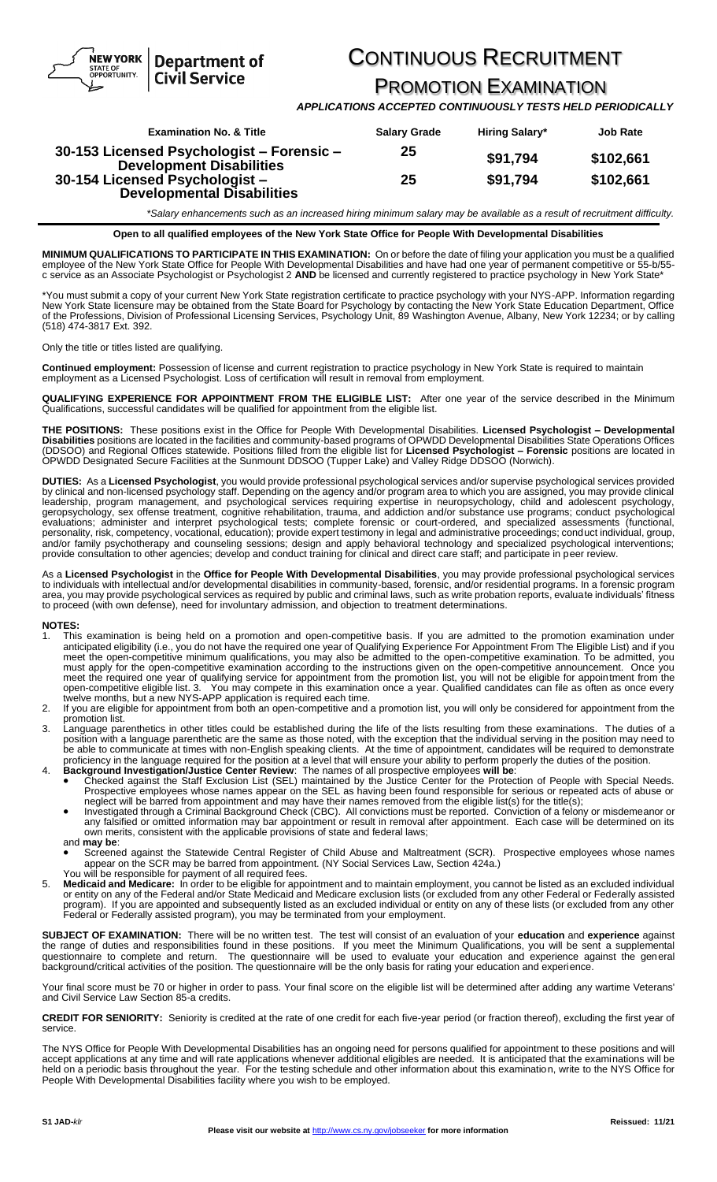NEW YORK STATE OF OPPORTUNITY. | Department of Civil Service

# CONTINUOUS RECRUITMENT PROMOTION EXAMINATION

***APPLICATIONS ACCEPTED CONTINUOUSLY TESTS HELD PERIODICALLY***

| Examination No. & Title | Salary Grade | Hiring Salary* | Job Rate |
|---|---|---|---|
| **30-153 Licensed Psychologist – Forensic – Development Disabilities** | **25** | **$91,794** | **$102,661** |
| **30-154 Licensed Psychologist – Developmental Disabilities** | **25** | **$91,794** | **$102,661** |

*\*Salary enhancements such as an increased hiring minimum salary may be available as a result of recruitment difficulty.*

**Open to all qualified employees of the New York State Office for People With Developmental Disabilities**

**MINIMUM QUALIFICATIONS TO PARTICIPATE IN THIS EXAMINATION:** On or before the date of filing your application you must be a qualified employee of the New York State Office for People With Developmental Disabilities and have had one year of permanent competitive or 55-b/55-c service as an Associate Psychologist or Psychologist 2 **AND** be licensed and currently registered to practice psychology in New York State*

*You must submit a copy of your current New York State registration certificate to practice psychology with your NYS-APP. Information regarding New York State licensure may be obtained from the State Board for Psychology by contacting the New York State Education Department, Office of the Professions, Division of Professional Licensing Services, Psychology Unit, 89 Washington Avenue, Albany, New York 12234; or by calling (518) 474-3817 Ext. 392.

Only the title or titles listed are qualifying.

**Continued employment:** Possession of license and current registration to practice psychology in New York State is required to maintain employment as a Licensed Psychologist. Loss of certification will result in removal from employment.

**QUALIFYING EXPERIENCE FOR APPOINTMENT FROM THE ELIGIBLE LIST:** After one year of the service described in the Minimum Qualifications, successful candidates will be qualified for appointment from the eligible list.

**THE POSITIONS:** These positions exist in the Office for People With Developmental Disabilities. **Licensed Psychologist – Developmental Disabilities** positions are located in the facilities and community-based programs of OPWDD Developmental Disabilities State Operations Offices (DDSOO) and Regional Offices statewide. Positions filled from the eligible list for **Licensed Psychologist – Forensic** positions are located in OPWDD Designated Secure Facilities at the Sunmount DDSOO (Tupper Lake) and Valley Ridge DDSOO (Norwich).

**DUTIES:** As a **Licensed Psychologist**, you would provide professional psychological services and/or supervise psychological services provided by clinical and non-licensed psychology staff. Depending on the agency and/or program area to which you are assigned, you may provide clinical leadership, program management, and psychological services requiring expertise in neuropsychology, child and adolescent psychology, geropsychology, sex offense treatment, cognitive rehabilitation, trauma, and addiction and/or substance use programs; conduct psychological evaluations; administer and interpret psychological tests; complete forensic or court-ordered, and specialized assessments (functional, personality, risk, competency, vocational, education); provide expert testimony in legal and administrative proceedings; conduct individual, group, and/or family psychotherapy and counseling sessions; design and apply behavioral technology and specialized psychological interventions; provide consultation to other agencies; develop and conduct training for clinical and direct care staff; and participate in peer review.

As a **Licensed Psychologist** in the **Office for People With Developmental Disabilities**, you may provide professional psychological services to individuals with intellectual and/or developmental disabilities in community-based, forensic, and/or residential programs. In a forensic program area, you may provide psychological services as required by public and criminal laws, such as write probation reports, evaluate individuals' fitness to proceed (with own defense), need for involuntary admission, and objection to treatment determinations.

**NOTES:**

1. This examination is being held on a promotion and open-competitive basis. If you are admitted to the promotion examination under anticipated eligibility (i.e., you do not have the required one year of Qualifying Experience For Appointment From The Eligible List) and if you meet the open-competitive minimum qualifications, you may also be admitted to the open-competitive examination. To be admitted, you must apply for the open-competitive examination according to the instructions given on the open-competitive announcement. Once you meet the required one year of qualifying service for appointment from the promotion list, you will not be eligible for appointment from the open-competitive eligible list. 3. You may compete in this examination once a year. Qualified candidates can file as often as once every twelve months, but a new NYS-APP application is required each time.
2. If you are eligible for appointment from both an open-competitive and a promotion list, you will only be considered for appointment from the promotion list.
3. Language parenthetics in other titles could be established during the life of the lists resulting from these examinations. The duties of a position with a language parenthetic are the same as those noted, with the exception that the individual serving in the position may need to be able to communicate at times with non-English speaking clients. At the time of appointment, candidates will be required to demonstrate proficiency in the language required for the position at a level that will ensure your ability to perform properly the duties of the position.
4. **Background Investigation/Justice Center Review**: The names of all prospective employees **will be**:
   - Checked against the Staff Exclusion List (SEL) maintained by the Justice Center for the Protection of People with Special Needs. Prospective employees whose names appear on the SEL as having been found responsible for serious or repeated acts of abuse or neglect will be barred from appointment and may have their names removed from the eligible list(s) for the title(s);
   - Investigated through a Criminal Background Check (CBC). All convictions must be reported. Conviction of a felony or misdemeanor or any falsified or omitted information may bar appointment or result in removal after appointment. Each case will be determined on its own merits, consistent with the applicable provisions of state and federal laws;

   and **may be**:
   - Screened against the Statewide Central Register of Child Abuse and Maltreatment (SCR). Prospective employees whose names appear on the SCR may be barred from appointment. (NY Social Services Law, Section 424a.)

   You will be responsible for payment of all required fees.
5. **Medicaid and Medicare:** In order to be eligible for appointment and to maintain employment, you cannot be listed as an excluded individual or entity on any of the Federal and/or State Medicaid and Medicare exclusion lists (or excluded from any other Federal or Federally assisted program). If you are appointed and subsequently listed as an excluded individual or entity on any of these lists (or excluded from any other Federal or Federally assisted program), you may be terminated from your employment.

**SUBJECT OF EXAMINATION:** There will be no written test. The test will consist of an evaluation of your **education** and **experience** against the range of duties and responsibilities found in these positions. If you meet the Minimum Qualifications, you will be sent a supplemental questionnaire to complete and return. The questionnaire will be used to evaluate your education and experience against the general background/critical activities of the position. The questionnaire will be the only basis for rating your education and experience.

Your final score must be 70 or higher in order to pass. Your final score on the eligible list will be determined after adding any wartime Veterans' and Civil Service Law Section 85-a credits.

**CREDIT FOR SENIORITY:** Seniority is credited at the rate of one credit for each five-year period (or fraction thereof), excluding the first year of service.

The NYS Office for People With Developmental Disabilities has an ongoing need for persons qualified for appointment to these positions and will accept applications at any time and will rate applications whenever additional eligibles are needed. It is anticipated that the examinations will be held on a periodic basis throughout the year. For the testing schedule and other information about this examination, write to the NYS Office for People With Developmental Disabilities facility where you wish to be employed.

S1 JAD-*k/r* Reissued: 11/21

**Please visit our website at http://www.cs.ny.gov/jobseeker for more information**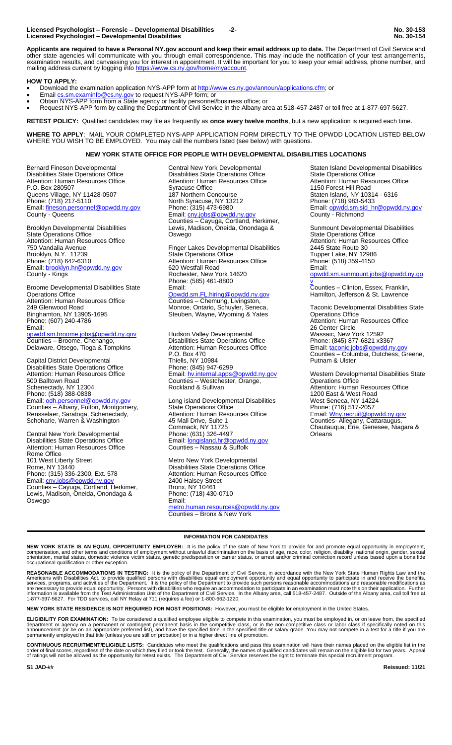**Applicants are required to have a Personal NY.gov account and keep their email address up to date.** The Department of Civil Service and other state agencies will communicate with you through email correspondence. This may include the notification of your test arrangements, examination results, and canvassing you for interest in appointment. It will be important for you to keep your email address, phone number, and mailing address current by logging into https://www.cs.ny.gov/home/myaccount.

**HOW TO APPLY:**

- Download the examination application NYS-APP form at http://www.cs.ny.gov/announ/applications.cfm; or
- Email cs.sm.examinfo@cs.ny.gov to request NYS-APP form; or
- Obtain NYS-APP form from a State agency or facility personnel/business office; or
- Request NYS-APP form by calling the Department of Civil Service in the Albany area at 518-457-2487 or toll free at 1-877-697-5627.

**RETEST POLICY:** Qualified candidates may file as frequently as **once every twelve months**, but a new application is required each time.

**WHERE TO APPLY**: MAIL YOUR COMPLETED NYS-APP APPLICATION FORM DIRECTLY TO THE OPWDD LOCATION LISTED BELOW WHERE YOU WISH TO BE EMPLOYED. You may call the numbers listed (see below) with questions.

## NEW YORK STATE OFFICE FOR PEOPLE WITH DEVELOPMENTAL DISABILITIES LOCATIONS

Bernard Fineson Developmental Disabilities State Operations Office
Attention: Human Resources Office
P.O. Box 280507
Queens Village, NY 11428-0507
Phone: (718) 217-5110
Email: fineson.personnel@opwdd.ny.gov
County - Queens

Brooklyn Developmental Disabilities State Operations Office
Attention: Human Resources Office
750 Vandalia Avenue
Brooklyn, N.Y. 11239
Phone: (718) 642-6310
Email: brooklyn.hr@opwdd.ny.gov
County - Kings

Broome Developmental Disabilities State Operations Office
Attention: Human Resources Office
249 Glenwood Road
Binghamton, NY 13905-1695
Phone: (607) 240-4786
Email: opwdd.sm.broome.jobs@opwdd.ny.gov
Counties – Broome, Chenango, Delaware, Otsego, Tioga & Tompkins

Capital District Developmental Disabilities State Operations Office
Attention: Human Resources Office
500 Balltown Road
Schenectady, NY 12304
Phone: (518) 388-0838
Email: odh.personnel@opwdd.ny.gov
Counties – Albany, Fulton, Montgomery, Rensselaer, Saratoga, Schenectady, Schoharie, Warren & Washington

Central New York Developmental Disabilities State Operations Office
Attention: Human Resources Office
Rome Office
101 West Liberty Street
Rome, NY 13440
Phone: (315) 336-2300, Ext. 578
Email: cny.jobs@opwdd.ny.gov
Counties – Cayuga, Cortland, Herkimer, Lewis, Madison, Oneida, Onondaga & Oswego

Central New York Developmental Disabilities State Operations Office
Attention: Human Resources Office
Syracuse Office
187 Northern Concourse
North Syracuse, NY 13212
Phone: (315) 473-6980
Email: cny.jobs@opwdd.ny.gov
Counties – Cayuga, Cortland, Herkimer, Lewis, Madison, Oneida, Onondaga & Oswego

Finger Lakes Developmental Disabilities State Operations Office
Attention: Human Resources Office
620 Westfall Road
Rochester, New York 14620
Phone: (585) 461-8800
Email: Opwdd.sm.FL.hiring@opwdd.ny.gov
Counties – Chemung, Livingston, Monroe, Ontario, Schuyler, Seneca, Steuben, Wayne, Wyoming & Yates

Hudson Valley Developmental Disabilities State Operations Office
Attention: Human Resources Office
P.O. Box 470
Thiells, NY 10984
Phone: (845) 947-6299
Email: hv.internal.apps@opwdd.ny.gov
Counties – Westchester, Orange, Rockland & Sullivan

Long island Developmental Disabilities State Operations Office
Attention: Human Resources Office
45 Mall Drive, Suite 1
Commack, NY 11725
Phone: (631) 326-4497
Email: longisland.hr@opwdd.ny.gov
Counties – Nassau & Suffolk

Metro New York Developmental Disabilities State Operations Office
Attention: Human Resources Office
2400 Halsey Street
Bronx, NY 10461
Phone: (718) 430-0710
Email: metro.human.resources@opwdd.ny.gov
Counties – Bronx & New York

Staten Island Developmental Disabilities State Operations Office
Attention: Human Resources Office
1150 Forest Hill Road
Staten Island, NY 10314 - 6316
Phone: (718) 983-5433
Email: opwdd.sm.sid_hr@opwdd.ny.gov
County - Richmond

Sunmount Developmental Disabilities State Operations Office
Attention: Human Resources Office
2445 State Route 30
Tupper Lake, NY 12986
Phone: (518) 359-4150
Email: opwdd.sm.sunmount.jobs@opwdd.ny.gov
Counties – Clinton, Essex, Franklin, Hamilton, Jefferson & St. Lawrence

Taconic Developmental Disabilities State Operations Office
Attention: Human Resources Office
26 Center Circle
Wassaic, New York 12592
Phone: (845) 877-6821 x3367
Email: taconic.jobs@opwdd.ny.gov
Counties – Columbia, Dutchess, Greene, Putnam & Ulster

Western Developmental Disabilities State Operations Office
Attention: Human Resources Office
1200 East & West Road
West Seneca, NY 14224
Phone: (716) 517-2057
Email: Wny.recruit@opwdd.ny.gov
Counties- Allegany, Cattaraugus, Chautauqua, Erie, Genesee, Niagara & Orleans

## INFORMATION FOR CANDIDATES

**NEW YORK STATE IS AN EQUAL OPPORTUNITY EMPLOYER:** It is the policy of the state of New York to provide for and promote equal opportunity in employment, compensation, and other terms and conditions of employment without unlawful discrimination on the basis of age, race, color, religion, disability, national origin, gender, sexual orientation, marital status, domestic violence victim status, genetic predisposition or carrier status, or arrest and/or criminal conviction record unless based upon a bona fide occupational qualification or other exception.

**REASONABLE ACCOMMODATIONS IN TESTING:** It is the policy of the Department of Civil Service, in accordance with the New York State Human Rights Law and the Americans with Disabilities Act, to provide qualified persons with disabilities equal employment opportunity and equal opportunity to participate in and receive the benefits, services, programs, and activities of the Department. It is the policy of the Department to provide such persons reasonable accommodations and reasonable modifications as are necessary to provide equal opportunity. Persons with disabilities who require an accommodation to participate in an examination must note this on their application. Further information is available from the Test Administration Unit of the Department of Civil Service. In the Albany area, call 518-457-2487. Outside of the Albany area, call toll free at 1-877-697-5627. For TDD services, call NY Relay at 711 (requires a fee) or 1-800-662-1220.

**NEW YORK STATE RESIDENCE IS NOT REQUIRED FOR MOST POSITIONS:** However, you must be eligible for employment in the United States.

**ELIGIBILITY FOR EXAMINATION:** To be considered a qualified employee eligible to compete in this examination, you must be employed in, or on leave from, the specified department or agency on a permanent or contingent permanent basis in the competitive class, or in the non-competitive class or labor class if specifically noted on this announcement (or be on an appropriate preferred list), and have the specified time in the specified title or salary grade. You may not compete in a test for a title if you are permanently employed in that title (unless you are still on probation) or in a higher direct line of promotion.

**CONTINUOUS RECRUITMENT/ELIGIBLE LISTS:** Candidates who meet the qualifications and pass this examination will have their names placed on the eligible list in the order of final scores, regardless of the date on which they filed or took the test. Generally, the names of qualified candidates will remain on the eligible list for two years. Appeal of ratings will not be allowed as the opportunity for retest exists. The Department of Civil Service reserves the right to terminate this special recruitment program.

S1 JAD-*klr*

Reissued: 11/21